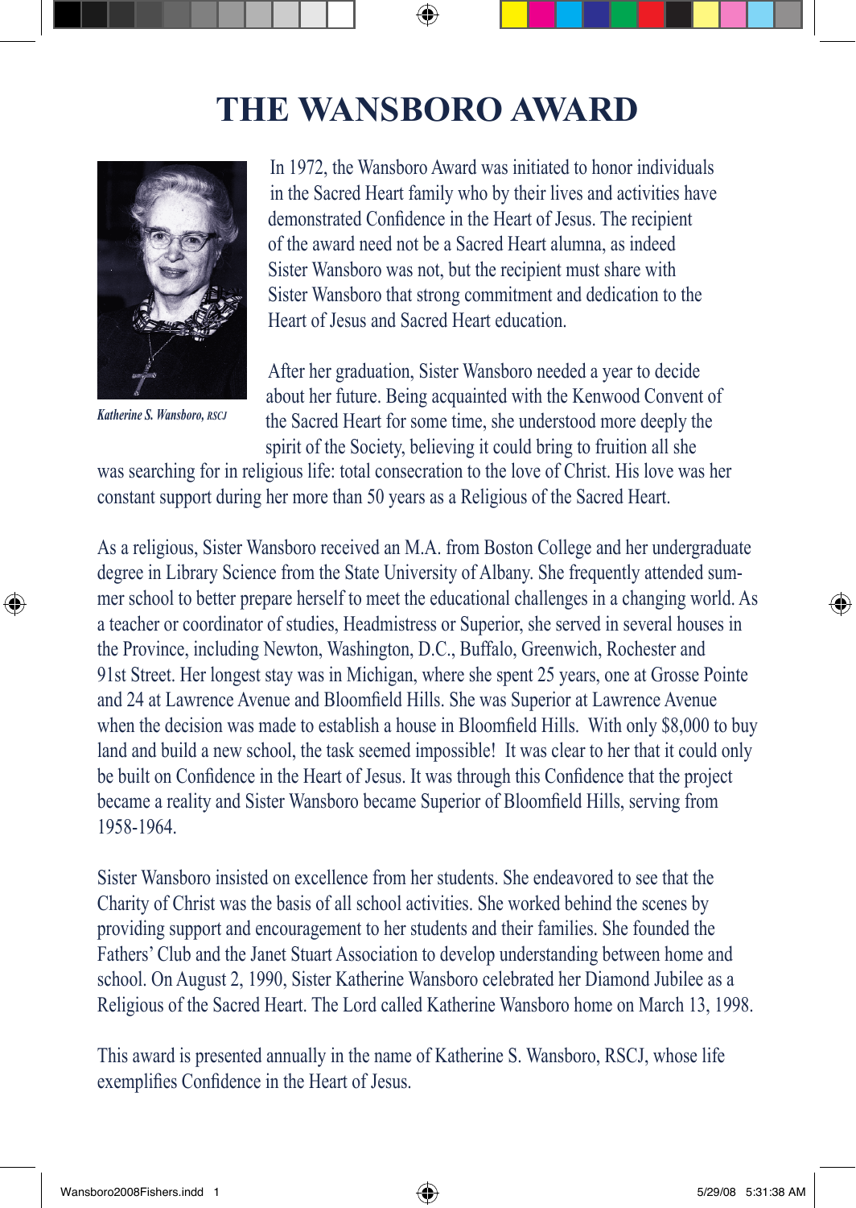# THE WANSBORO AWARD

*Katherine S. Wansboro, RSCJ*

In 1972, the Wansboro Award was initiated to honor individuals in the Sacred Heart family who by their lives and activities have demonstrated Confidence in the Heart of Jesus. The recipient of the award need not be a Sacred Heart alumna, as indeed Sister Wansboro was not, but the recipient must share with Sister Wansboro that strong commitment and dedication to the Heart of Jesus and Sacred Heart education.

After her graduation, Sister Wansboro needed a year to decide about her future. Being acquainted with the Kenwood Convent of the Sacred Heart for some time, she understood more deeply the spirit of the Society, believing it could bring to fruition all she was searching for in religious life: total consecration to the love of Christ. His love was her constant support during her more than 50 years as a Religious of the Sacred Heart.

As a religious, Sister Wansboro received an M.A. from Boston College and her undergraduate degree in Library Science from the State University of Albany. She frequently attended summer school to better prepare herself to meet the educational challenges in a changing world. As a teacher or coordinator of studies, Headmistress or Superior, she served in several houses in the Province, including Newton, Washington, D.C., Buffalo, Greenwich, Rochester and 91st Street. Her longest stay was in Michigan, where she spent 25 years, one at Grosse Pointe and 24 at Lawrence Avenue and Bloomfield Hills. She was Superior at Lawrence Avenue when the decision was made to establish a house in Bloomfield Hills. With only $8,000 to buy land and build a new school, the task seemed impossible! It was clear to her that it could only be built on Confidence in the Heart of Jesus. It was through this Confidence that the project became a reality and Sister Wansboro became Superior of Bloomfield Hills, serving from 1958-1964.

Sister Wansboro insisted on excellence from her students. She endeavored to see that the Charity of Christ was the basis of all school activities. She worked behind the scenes by providing support and encouragement to her students and their families. She founded the Fathers' Club and the Janet Stuart Association to develop understanding between home and school. On August 2, 1990, Sister Katherine Wansboro celebrated her Diamond Jubilee as a Religious of the Sacred Heart. The Lord called Katherine Wansboro home on March 13, 1998.

This award is presented annually in the name of Katherine S. Wansboro, RSCJ, whose life exemplifies Confidence in the Heart of Jesus.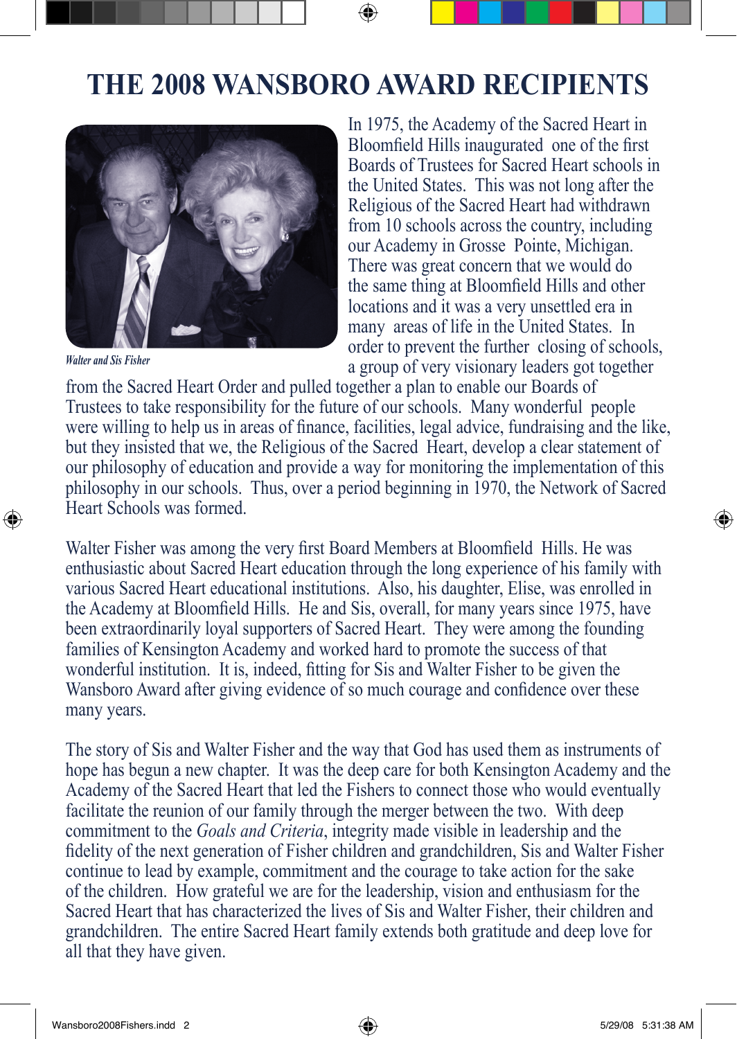# THE 2008 WANSBORO AWARD RECIPIENTS

*Walter and Sis Fisher*

In 1975, the Academy of the Sacred Heart in Bloomfield Hills inaugurated one of the first Boards of Trustees for Sacred Heart schools in the United States. This was not long after the Religious of the Sacred Heart had withdrawn from 10 schools across the country, including our Academy in Grosse Pointe, Michigan. There was great concern that we would do the same thing at Bloomfield Hills and other locations and it was a very unsettled era in many areas of life in the United States. In order to prevent the further closing of schools, a group of very visionary leaders got together from the Sacred Heart Order and pulled together a plan to enable our Boards of Trustees to take responsibility for the future of our schools. Many wonderful people were willing to help us in areas of finance, facilities, legal advice, fundraising and the like, but they insisted that we, the Religious of the Sacred Heart, develop a clear statement of our philosophy of education and provide a way for monitoring the implementation of this philosophy in our schools. Thus, over a period beginning in 1970, the Network of Sacred Heart Schools was formed.

Walter Fisher was among the very first Board Members at Bloomfield Hills. He was enthusiastic about Sacred Heart education through the long experience of his family with various Sacred Heart educational institutions. Also, his daughter, Elise, was enrolled in the Academy at Bloomfield Hills. He and Sis, overall, for many years since 1975, have been extraordinarily loyal supporters of Sacred Heart. They were among the founding families of Kensington Academy and worked hard to promote the success of that wonderful institution. It is, indeed, fitting for Sis and Walter Fisher to be given the Wansboro Award after giving evidence of so much courage and confidence over these many years.

The story of Sis and Walter Fisher and the way that God has used them as instruments of hope has begun a new chapter. It was the deep care for both Kensington Academy and the Academy of the Sacred Heart that led the Fishers to connect those who would eventually facilitate the reunion of our family through the merger between the two. With deep commitment to the *Goals and Criteria*, integrity made visible in leadership and the fidelity of the next generation of Fisher children and grandchildren, Sis and Walter Fisher continue to lead by example, commitment and the courage to take action for the sake of the children. How grateful we are for the leadership, vision and enthusiasm for the Sacred Heart that has characterized the lives of Sis and Walter Fisher, their children and grandchildren. The entire Sacred Heart family extends both gratitude and deep love for all that they have given.